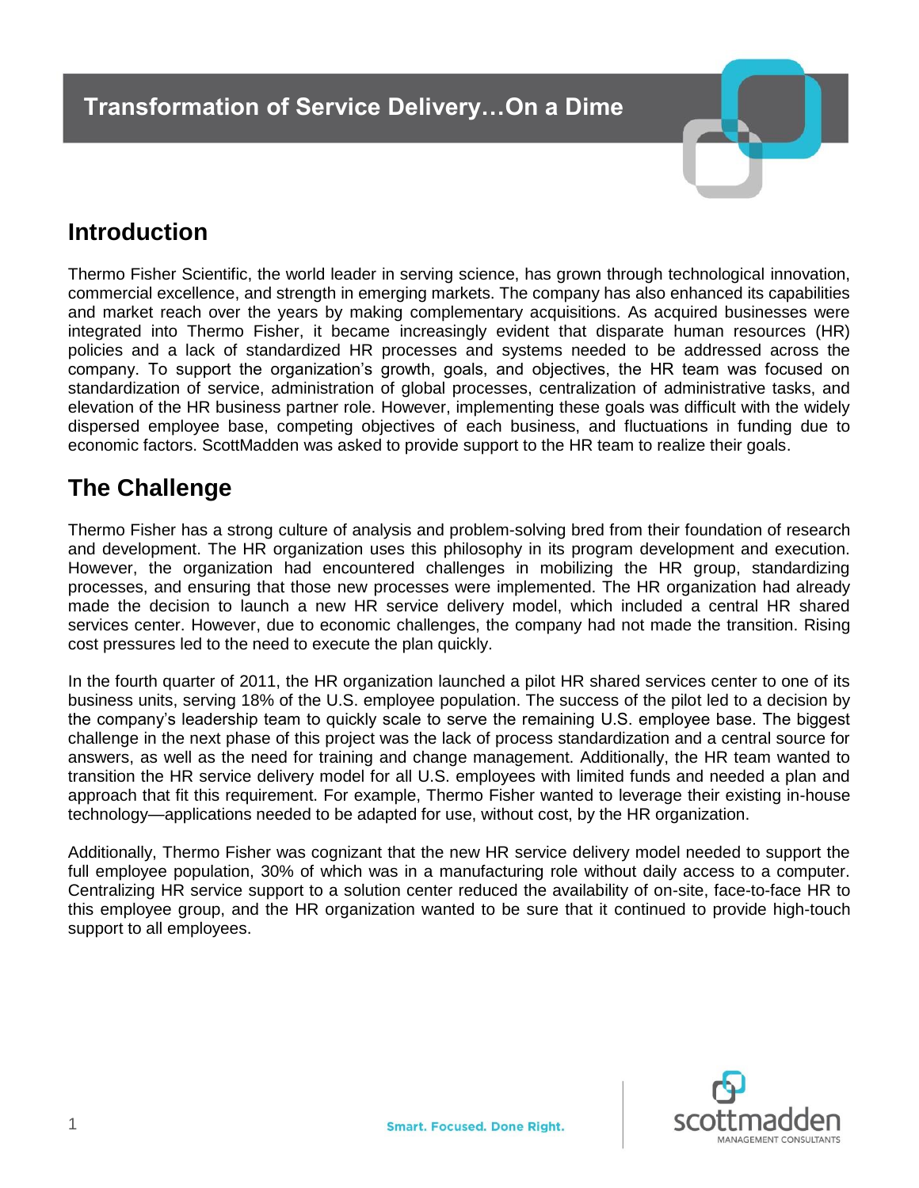# Transformation of Service Delivery…On a Dime

## Introduction

Thermo Fisher Scientific, the world leader in serving science, has grown through technological innovation, commercial excellence, and strength in emerging markets. The company has also enhanced its capabilities and market reach over the years by making complementary acquisitions. As acquired businesses were integrated into Thermo Fisher, it became increasingly evident that disparate human resources (HR) policies and a lack of standardized HR processes and systems needed to be addressed across the company. To support the organization's growth, goals, and objectives, the HR team was focused on standardization of service, administration of global processes, centralization of administrative tasks, and elevation of the HR business partner role. However, implementing these goals was difficult with the widely dispersed employee base, competing objectives of each business, and fluctuations in funding due to economic factors. ScottMadden was asked to provide support to the HR team to realize their goals.

## The Challenge

Thermo Fisher has a strong culture of analysis and problem-solving bred from their foundation of research and development. The HR organization uses this philosophy in its program development and execution. However, the organization had encountered challenges in mobilizing the HR group, standardizing processes, and ensuring that those new processes were implemented. The HR organization had already made the decision to launch a new HR service delivery model, which included a central HR shared services center. However, due to economic challenges, the company had not made the transition. Rising cost pressures led to the need to execute the plan quickly.

In the fourth quarter of 2011, the HR organization launched a pilot HR shared services center to one of its business units, serving 18% of the U.S. employee population. The success of the pilot led to a decision by the company's leadership team to quickly scale to serve the remaining U.S. employee base. The biggest challenge in the next phase of this project was the lack of process standardization and a central source for answers, as well as the need for training and change management. Additionally, the HR team wanted to transition the HR service delivery model for all U.S. employees with limited funds and needed a plan and approach that fit this requirement. For example, Thermo Fisher wanted to leverage their existing in-house technology—applications needed to be adapted for use, without cost, by the HR organization.

Additionally, Thermo Fisher was cognizant that the new HR service delivery model needed to support the full employee population, 30% of which was in a manufacturing role without daily access to a computer. Centralizing HR service support to a solution center reduced the availability of on-site, face-to-face HR to this employee group, and the HR organization wanted to be sure that it continued to provide high-touch support to all employees.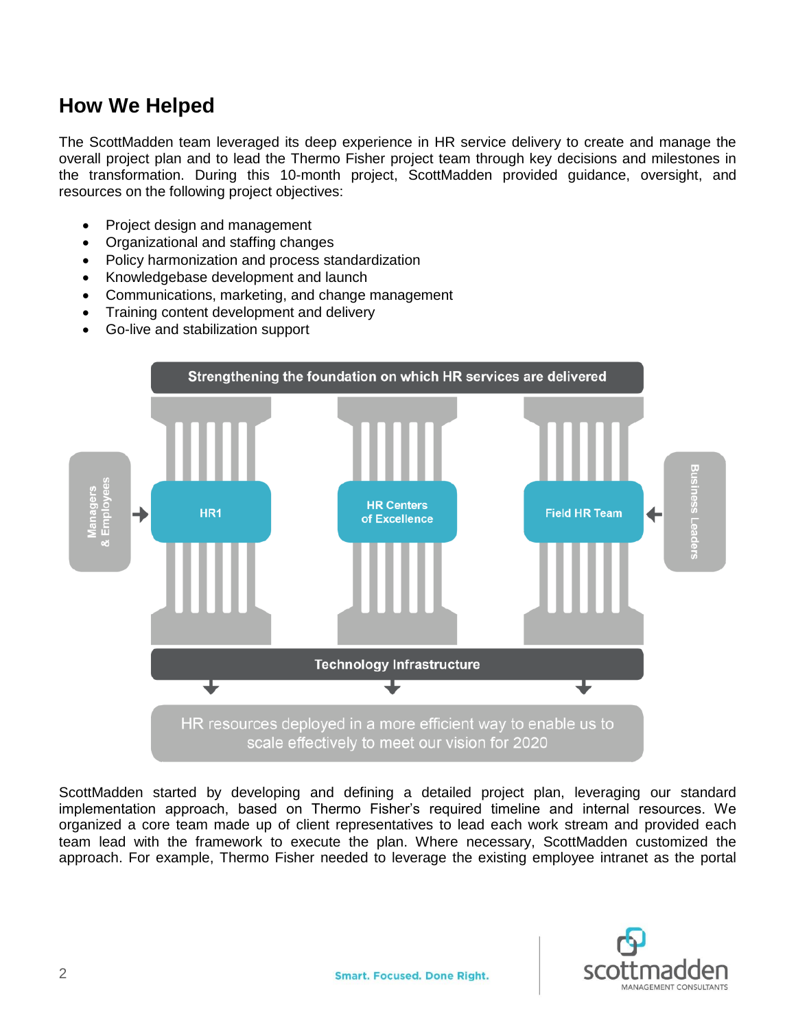## How We Helped

The ScottMadden team leveraged its deep experience in HR service delivery to create and manage the overall project plan and to lead the Thermo Fisher project team through key decisions and milestones in the transformation. During this 10-month project, ScottMadden provided guidance, oversight, and resources on the following project objectives:

- Project design and management
- Organizational and staffing changes
- Policy harmonization and process standardization
- Knowledgebase development and launch
- Communications, marketing, and change management
- Training content development and delivery
- Go-live and stabilization support

Strengthening the foundation on which HR services are delivered

Managers & Employees → HR1 | HR Centers of Excellence | Field HR Team ← Business Leaders

Technology Infrastructure

HR resources deployed in a more efficient way to enable us to scale effectively to meet our vision for 2020

ScottMadden started by developing and defining a detailed project plan, leveraging our standard implementation approach, based on Thermo Fisher's required timeline and internal resources. We organized a core team made up of client representatives to lead each work stream and provided each team lead with the framework to execute the plan. Where necessary, ScottMadden customized the approach. For example, Thermo Fisher needed to leverage the existing employee intranet as the portal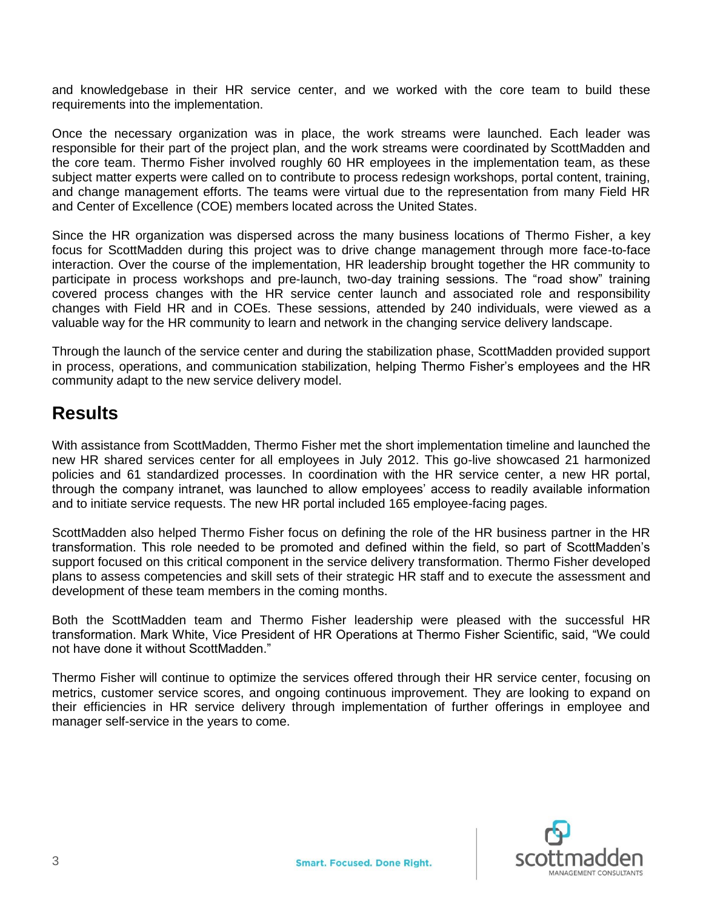and knowledgebase in their HR service center, and we worked with the core team to build these requirements into the implementation.

Once the necessary organization was in place, the work streams were launched. Each leader was responsible for their part of the project plan, and the work streams were coordinated by ScottMadden and the core team. Thermo Fisher involved roughly 60 HR employees in the implementation team, as these subject matter experts were called on to contribute to process redesign workshops, portal content, training, and change management efforts. The teams were virtual due to the representation from many Field HR and Center of Excellence (COE) members located across the United States.

Since the HR organization was dispersed across the many business locations of Thermo Fisher, a key focus for ScottMadden during this project was to drive change management through more face-to-face interaction. Over the course of the implementation, HR leadership brought together the HR community to participate in process workshops and pre-launch, two-day training sessions. The "road show" training covered process changes with the HR service center launch and associated role and responsibility changes with Field HR and in COEs. These sessions, attended by 240 individuals, were viewed as a valuable way for the HR community to learn and network in the changing service delivery landscape.

Through the launch of the service center and during the stabilization phase, ScottMadden provided support in process, operations, and communication stabilization, helping Thermo Fisher's employees and the HR community adapt to the new service delivery model.

## Results

With assistance from ScottMadden, Thermo Fisher met the short implementation timeline and launched the new HR shared services center for all employees in July 2012. This go-live showcased 21 harmonized policies and 61 standardized processes. In coordination with the HR service center, a new HR portal, through the company intranet, was launched to allow employees' access to readily available information and to initiate service requests. The new HR portal included 165 employee-facing pages.

ScottMadden also helped Thermo Fisher focus on defining the role of the HR business partner in the HR transformation. This role needed to be promoted and defined within the field, so part of ScottMadden's support focused on this critical component in the service delivery transformation. Thermo Fisher developed plans to assess competencies and skill sets of their strategic HR staff and to execute the assessment and development of these team members in the coming months.

Both the ScottMadden team and Thermo Fisher leadership were pleased with the successful HR transformation. Mark White, Vice President of HR Operations at Thermo Fisher Scientific, said, "We could not have done it without ScottMadden."

Thermo Fisher will continue to optimize the services offered through their HR service center, focusing on metrics, customer service scores, and ongoing continuous improvement. They are looking to expand on their efficiencies in HR service delivery through implementation of further offerings in employee and manager self-service in the years to come.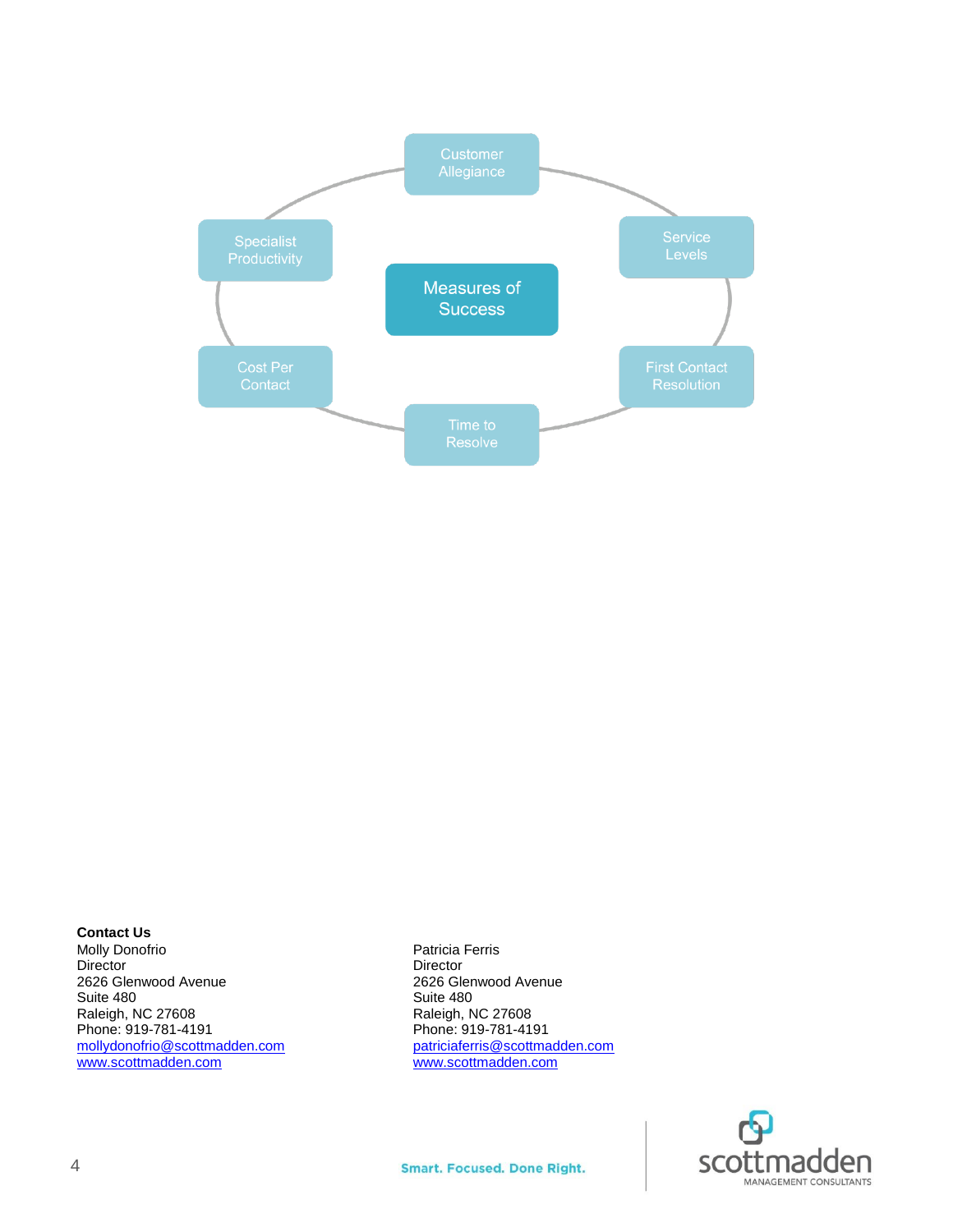Customer Allegiance

Service Levels

First Contact Resolution

Time to Resolve

Cost Per Contact

Specialist Productivity

Measures of Success

**Contact Us**

Molly Donofrio
Director
2626 Glenwood Avenue
Suite 480
Raleigh, NC 27608
Phone: 919-781-4191
mollydonofrio@scottmadden.com
www.scottmadden.com

Patricia Ferris
Director
2626 Glenwood Avenue
Suite 480
Raleigh, NC 27608
Phone: 919-781-4191
patriciaferris@scottmadden.com
www.scottmadden.com

Smart. Focused. Done Right.

scottmadden MANAGEMENT CONSULTANTS